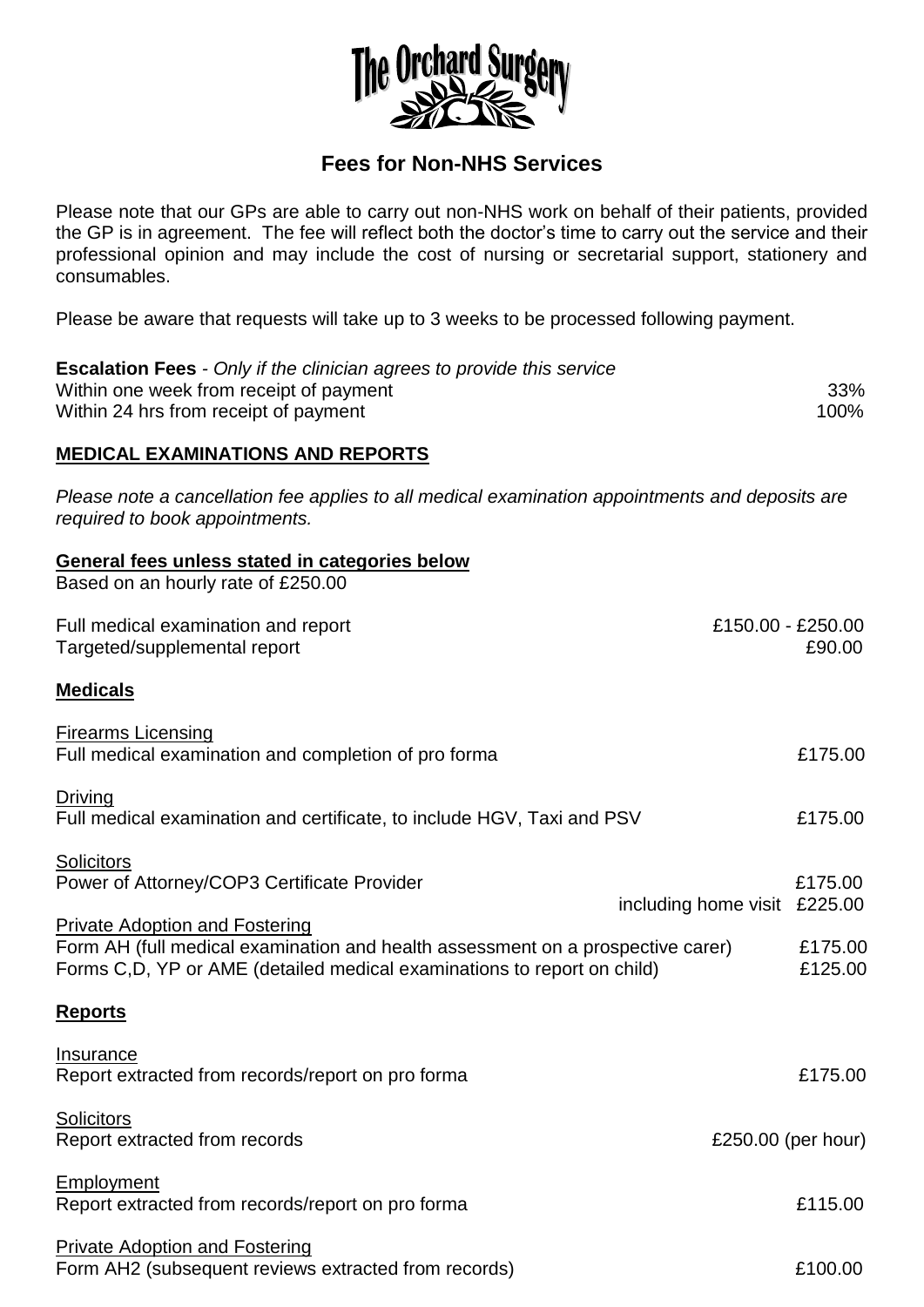# The Orchard Surgery

## Fees for Non-NHS Services

Please note that our GPs are able to carry out non-NHS work on behalf of their patients, provided the GP is in agreement. The fee will reflect both the doctor's time to carry out the service and their professional opinion and may include the cost of nursing or secretarial support, stationery and consumables.

Please be aware that requests will take up to 3 weeks to be processed following payment.

**Escalation Fees** - *Only if the clinician agrees to provide this service*

| | |
|---|---|
| Within one week from receipt of payment | 33% |
| Within 24 hrs from receipt of payment | 100% |

### MEDICAL EXAMINATIONS AND REPORTS

*Please note a cancellation fee applies to all medical examination appointments and deposits are required to book appointments.*

**General fees unless stated in categories below**

Based on an hourly rate of £250.00

| | |
|---|---|
| Full medical examination and report | £150.00 - £250.00 |
| Targeted/supplemental report | £90.00 |

**Medicals**

Firearms Licensing

| | |
|---|---|
| Full medical examination and completion of pro forma | £175.00 |

Driving

| | |
|---|---|
| Full medical examination and certificate, to include HGV, Taxi and PSV | £175.00 |

Solicitors

| | |
|---|---|
| Power of Attorney/COP3 Certificate Provider | £175.00 |
| including home visit | £225.00 |

Private Adoption and Fostering

| | |
|---|---|
| Form AH (full medical examination and health assessment on a prospective carer) | £175.00 |
| Forms C,D, YP or AME (detailed medical examinations to report on child) | £125.00 |

**Reports**

Insurance

| | |
|---|---|
| Report extracted from records/report on pro forma | £175.00 |

Solicitors

| | |
|---|---|
| Report extracted from records | £250.00 (per hour) |

Employment

| | |
|---|---|
| Report extracted from records/report on pro forma | £115.00 |

Private Adoption and Fostering

| | |
|---|---|
| Form AH2 (subsequent reviews extracted from records) | £100.00 |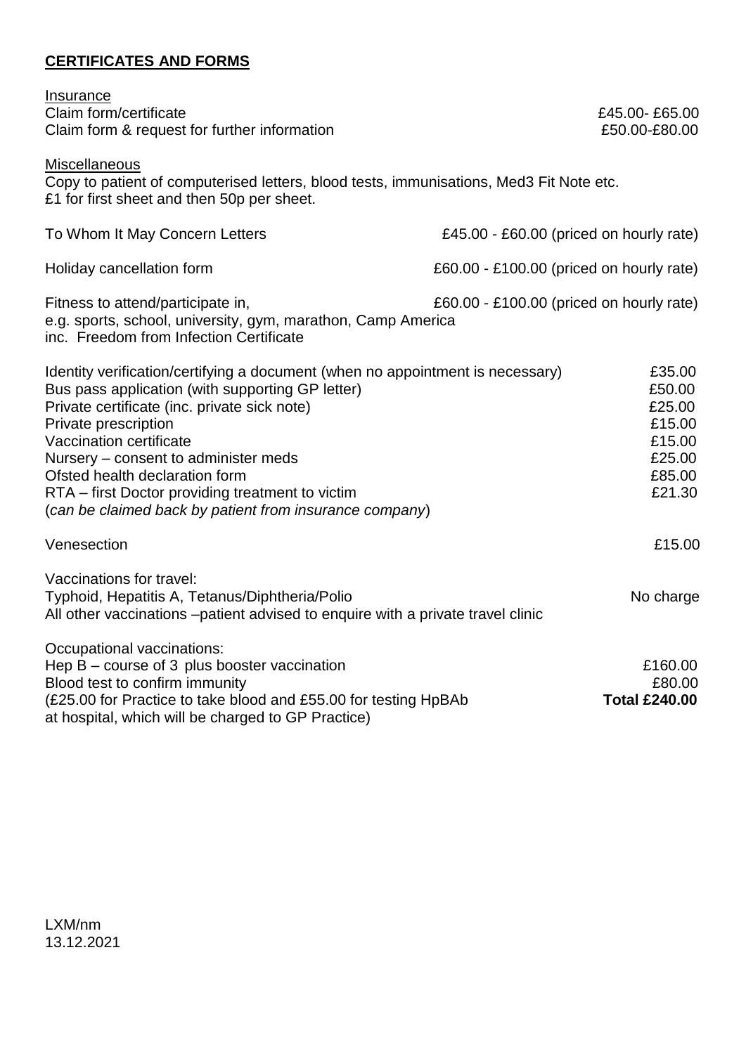## **CERTIFICATES AND FORMS**

<u>Insurance</u>

| | |
|---|---|
| Claim form/certificate | £45.00- £65.00 |
| Claim form & request for further information | £50.00-£80.00 |

<u>Miscellaneous</u>

Copy to patient of computerised letters, blood tests, immunisations, Med3 Fit Note etc.
£1 for first sheet and then 50p per sheet.

| | |
|---|---|
| To Whom It May Concern Letters | £45.00 - £60.00 (priced on hourly rate) |
| Holiday cancellation form | £60.00 - £100.00 (priced on hourly rate) |
| Fitness to attend/participate in, e.g. sports, school, university, gym, marathon, Camp America inc. Freedom from Infection Certificate | £60.00 - £100.00 (priced on hourly rate) |

| | |
|---|---|
| Identity verification/certifying a document (when no appointment is necessary) | £35.00 |
| Bus pass application (with supporting GP letter) | £50.00 |
| Private certificate (inc. private sick note) | £25.00 |
| Private prescription | £15.00 |
| Vaccination certificate | £15.00 |
| Nursery – consent to administer meds | £25.00 |
| Ofsted health declaration form | £85.00 |
| RTA – first Doctor providing treatment to victim (*can be claimed back by patient from insurance company*) | £21.30 |

| | |
|---|---|
| Venesection | £15.00 |

Vaccinations for travel:

| | |
|---|---|
| Typhoid, Hepatitis A, Tetanus/Diphtheria/Polio | No charge |

All other vaccinations –patient advised to enquire with a private travel clinic

Occupational vaccinations:

| | |
|---|---|
| Hep B – course of 3 plus booster vaccination | £160.00 |
| Blood test to confirm immunity | £80.00 |
| (£25.00 for Practice to take blood and £55.00 for testing HpBAb at hospital, which will be charged to GP Practice) | **Total £240.00** |

LXM/nm
13.12.2021